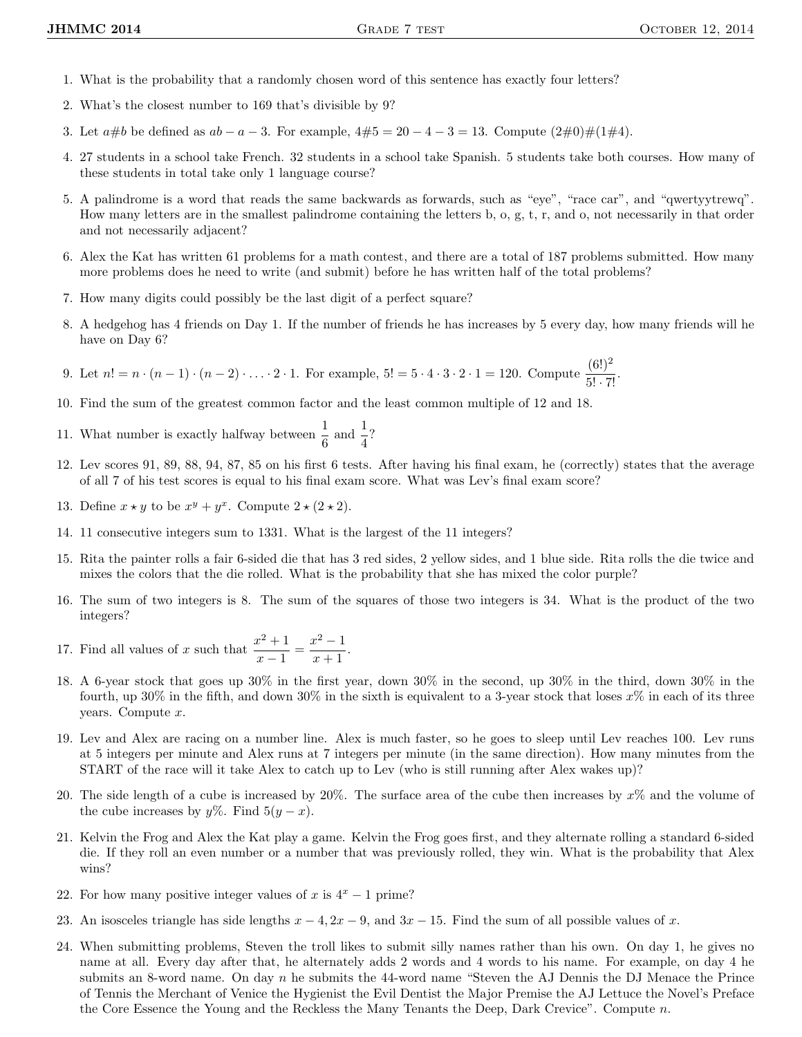1. What is the probability that a randomly chosen word of this sentence has exactly four letters?

2. What's the closest number to 169 that's divisible by 9?

3. Let $a\#b$ be defined as $ab - a - 3$. For example, $4\#5 = 20 - 4 - 3 = 13$. Compute $(2\#0)\#(1\#4)$.

4. 27 students in a school take French. 32 students in a school take Spanish. 5 students take both courses. How many of these students in total take only 1 language course?

5. A palindrome is a word that reads the same backwards as forwards, such as "eye", "race car", and "qwertyytrewq". How many letters are in the smallest palindrome containing the letters b, o, g, t, r, and o, not necessarily in that order and not necessarily adjacent?

6. Alex the Kat has written 61 problems for a math contest, and there are a total of 187 problems submitted. How many more problems does he need to write (and submit) before he has written half of the total problems?

7. How many digits could possibly be the last digit of a perfect square?

8. A hedgehog has 4 friends on Day 1. If the number of friends he has increases by 5 every day, how many friends will he have on Day 6?

9. Let $n! = n \cdot (n-1) \cdot (n-2) \cdot \ldots \cdot 2 \cdot 1$. For example, $5! = 5 \cdot 4 \cdot 3 \cdot 2 \cdot 1 = 120$. Compute $\dfrac{(6!)^2}{5! \cdot 7!}$.

10. Find the sum of the greatest common factor and the least common multiple of 12 and 18.

11. What number is exactly halfway between $\dfrac{1}{6}$ and $\dfrac{1}{4}$?

12. Lev scores 91, 89, 88, 94, 87, 85 on his first 6 tests. After having his final exam, he (correctly) states that the average of all 7 of his test scores is equal to his final exam score. What was Lev's final exam score?

13. Define $x \star y$ to be $x^y + y^x$. Compute $2 \star (2 \star 2)$.

14. 11 consecutive integers sum to 1331. What is the largest of the 11 integers?

15. Rita the painter rolls a fair 6-sided die that has 3 red sides, 2 yellow sides, and 1 blue side. Rita rolls the die twice and mixes the colors that the die rolled. What is the probability that she has mixed the color purple?

16. The sum of two integers is 8. The sum of the squares of those two integers is 34. What is the product of the two integers?

17. Find all values of $x$ such that $\dfrac{x^2+1}{x-1} = \dfrac{x^2-1}{x+1}$.

18. A 6-year stock that goes up 30% in the first year, down 30% in the second, up 30% in the third, down 30% in the fourth, up 30% in the fifth, and down 30% in the sixth is equivalent to a 3-year stock that loses $x$% in each of its three years. Compute $x$.

19. Lev and Alex are racing on a number line. Alex is much faster, so he goes to sleep until Lev reaches 100. Lev runs at 5 integers per minute and Alex runs at 7 integers per minute (in the same direction). How many minutes from the START of the race will it take Alex to catch up to Lev (who is still running after Alex wakes up)?

20. The side length of a cube is increased by 20%. The surface area of the cube then increases by $x$% and the volume of the cube increases by $y$%. Find $5(y - x)$.

21. Kelvin the Frog and Alex the Kat play a game. Kelvin the Frog goes first, and they alternate rolling a standard 6-sided die. If they roll an even number or a number that was previously rolled, they win. What is the probability that Alex wins?

22. For how many positive integer values of $x$ is $4^x - 1$ prime?

23. An isosceles triangle has side lengths $x - 4, 2x - 9$, and $3x - 15$. Find the sum of all possible values of $x$.

24. When submitting problems, Steven the troll likes to submit silly names rather than his own. On day 1, he gives no name at all. Every day after that, he alternately adds 2 words and 4 words to his name. For example, on day 4 he submits an 8-word name. On day $n$ he submits the 44-word name "Steven the AJ Dennis the DJ Menace the Prince of Tennis the Merchant of Venice the Hygienist the Evil Dentist the Major Premise the AJ Lettuce the Novel's Preface the Core Essence the Young and the Reckless the Many Tenants the Deep, Dark Crevice". Compute $n$.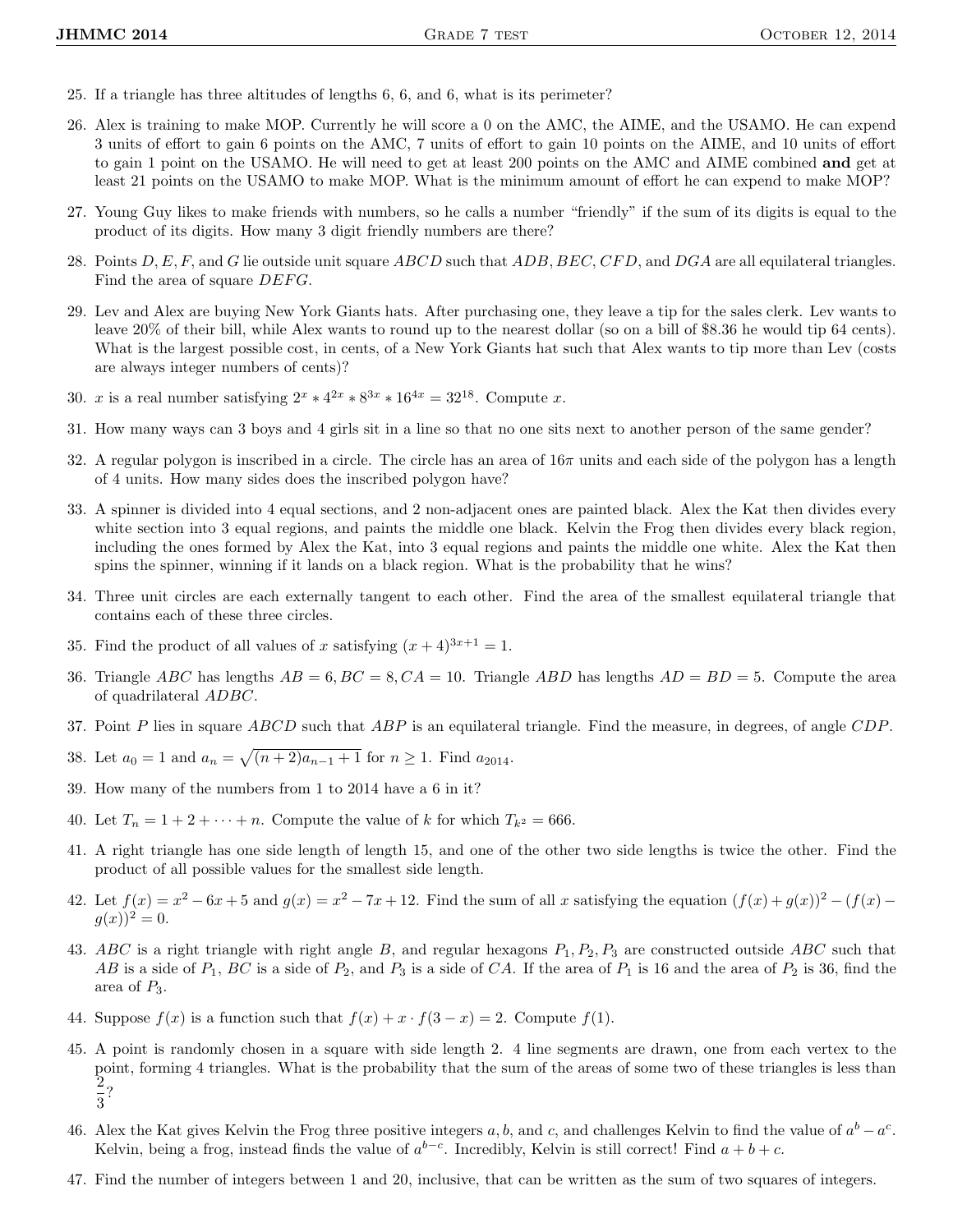25. If a triangle has three altitudes of lengths 6, 6, and 6, what is its perimeter?

26. Alex is training to make MOP. Currently he will score a 0 on the AMC, the AIME, and the USAMO. He can expend 3 units of effort to gain 6 points on the AMC, 7 units of effort to gain 10 points on the AIME, and 10 units of effort to gain 1 point on the USAMO. He will need to get at least 200 points on the AMC and AIME combined **and** get at least 21 points on the USAMO to make MOP. What is the minimum amount of effort he can expend to make MOP?

27. Young Guy likes to make friends with numbers, so he calls a number "friendly" if the sum of its digits is equal to the product of its digits. How many 3 digit friendly numbers are there?

28. Points $D, E, F$, and $G$ lie outside unit square $ABCD$ such that $ADB, BEC, CFD$, and $DGA$ are all equilateral triangles. Find the area of square $DEFG$.

29. Lev and Alex are buying New York Giants hats. After purchasing one, they leave a tip for the sales clerk. Lev wants to leave 20% of their bill, while Alex wants to round up to the nearest dollar (so on a bill of \$8.36 he would tip 64 cents). What is the largest possible cost, in cents, of a New York Giants hat such that Alex wants to tip more than Lev (costs are always integer numbers of cents)?

30. $x$ is a real number satisfying $2^x * 4^{2x} * 8^{3x} * 16^{4x} = 32^{18}$. Compute $x$.

31. How many ways can 3 boys and 4 girls sit in a line so that no one sits next to another person of the same gender?

32. A regular polygon is inscribed in a circle. The circle has an area of $16\pi$ units and each side of the polygon has a length of 4 units. How many sides does the inscribed polygon have?

33. A spinner is divided into 4 equal sections, and 2 non-adjacent ones are painted black. Alex the Kat then divides every white section into 3 equal regions, and paints the middle one black. Kelvin the Frog then divides every black region, including the ones formed by Alex the Kat, into 3 equal regions and paints the middle one white. Alex the Kat then spins the spinner, winning if it lands on a black region. What is the probability that he wins?

34. Three unit circles are each externally tangent to each other. Find the area of the smallest equilateral triangle that contains each of these three circles.

35. Find the product of all values of $x$ satisfying $(x + 4)^{3x+1} = 1$.

36. Triangle $ABC$ has lengths $AB = 6, BC = 8, CA = 10$. Triangle $ABD$ has lengths $AD = BD = 5$. Compute the area of quadrilateral $ADBC$.

37. Point $P$ lies in square $ABCD$ such that $ABP$ is an equilateral triangle. Find the measure, in degrees, of angle $CDP$.

38. Let $a_0 = 1$ and $a_n = \sqrt{(n + 2)a_{n-1} + 1}$ for $n \geq 1$. Find $a_{2014}$.

39. How many of the numbers from 1 to 2014 have a 6 in it?

40. Let $T_n = 1 + 2 + \cdots + n$. Compute the value of $k$ for which $T_{k^2} = 666$.

41. A right triangle has one side length of length 15, and one of the other two side lengths is twice the other. Find the product of all possible values for the smallest side length.

42. Let $f(x) = x^2 - 6x + 5$ and $g(x) = x^2 - 7x + 12$. Find the sum of all $x$ satisfying the equation $(f(x) + g(x))^2 - (f(x) - g(x))^2 = 0$.

43. $ABC$ is a right triangle with right angle $B$, and regular hexagons $P_1, P_2, P_3$ are constructed outside $ABC$ such that $AB$ is a side of $P_1$, $BC$ is a side of $P_2$, and $P_3$ is a side of $CA$. If the area of $P_1$ is 16 and the area of $P_2$ is 36, find the area of $P_3$.

44. Suppose $f(x)$ is a function such that $f(x) + x \cdot f(3 - x) = 2$. Compute $f(1)$.

45. A point is randomly chosen in a square with side length 2. 4 line segments are drawn, one from each vertex to the point, forming 4 triangles. What is the probability that the sum of the areas of some two of these triangles is less than $\frac{2}{3}$?

46. Alex the Kat gives Kelvin the Frog three positive integers $a, b$, and $c$, and challenges Kelvin to find the value of $a^b - a^c$. Kelvin, being a frog, instead finds the value of $a^{b-c}$. Incredibly, Kelvin is still correct! Find $a + b + c$.

47. Find the number of integers between 1 and 20, inclusive, that can be written as the sum of two squares of integers.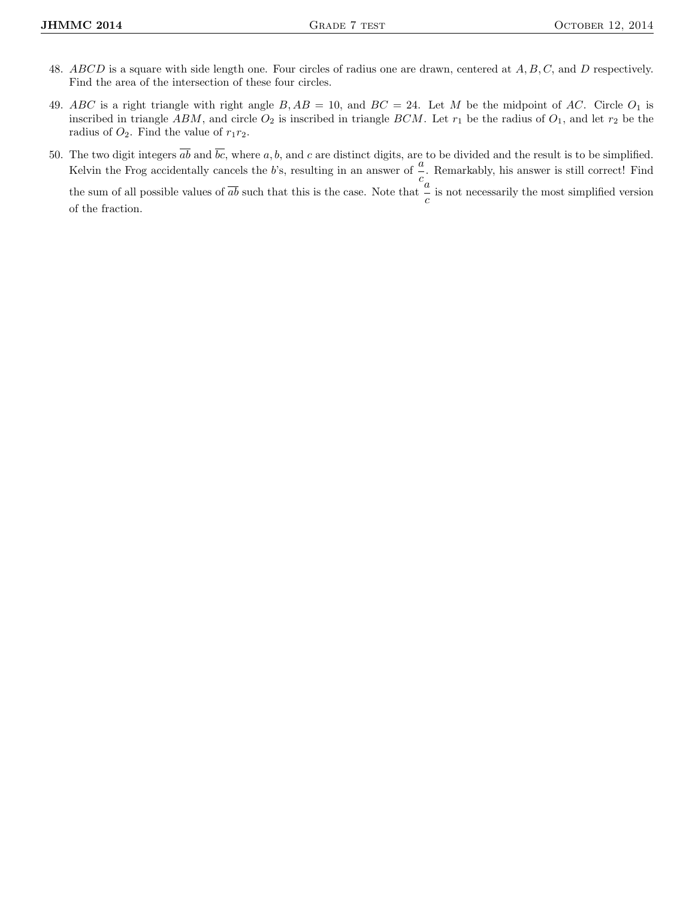48. $ABCD$ is a square with side length one. Four circles of radius one are drawn, centered at $A, B, C$, and $D$ respectively. Find the area of the intersection of these four circles.

49. $ABC$ is a right triangle with right angle $B$, $AB = 10$, and $BC = 24$. Let $M$ be the midpoint of $AC$. Circle $O_1$ is inscribed in triangle $ABM$, and circle $O_2$ is inscribed in triangle $BCM$. Let $r_1$ be the radius of $O_1$, and let $r_2$ be the radius of $O_2$. Find the value of $r_1 r_2$.

50. The two digit integers $\overline{ab}$ and $\overline{bc}$, where $a, b$, and $c$ are distinct digits, are to be divided and the result is to be simplified. Kelvin the Frog accidentally cancels the $b$'s, resulting in an answer of $\frac{a}{c}$. Remarkably, his answer is still correct! Find the sum of all possible values of $\overline{ab}$ such that this is the case. Note that $\frac{a}{c}$ is not necessarily the most simplified version of the fraction.